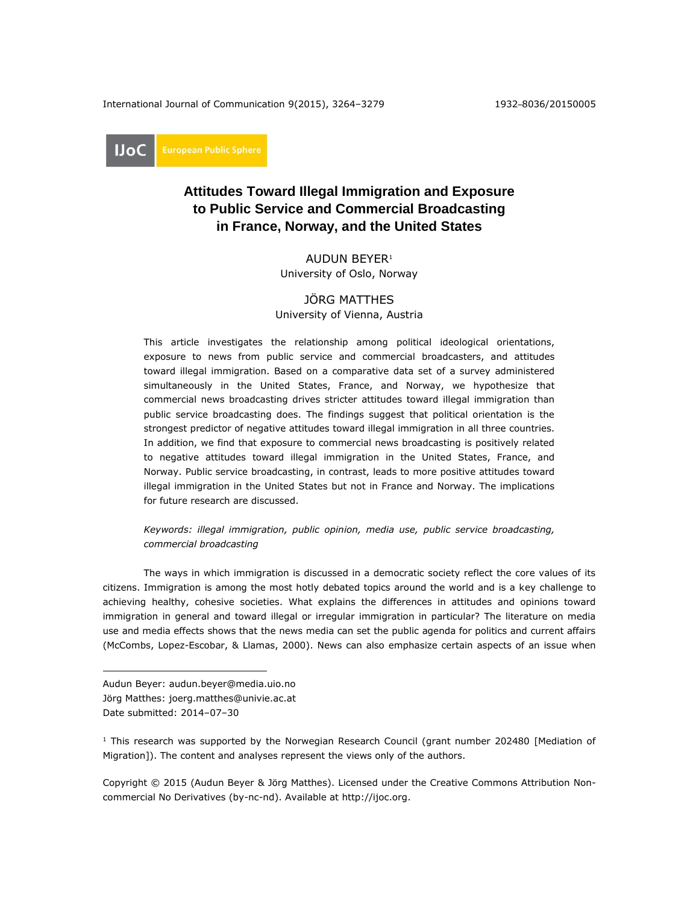IJoC European Public Sphere

# Attitudes Toward Illegal Immigration and Exposure to Public Service and Commercial Broadcasting in France, Norway, and the United States

AUDUN BEYER[1]
University of Oslo, Norway

JÖRG MATTHES
University of Vienna, Austria

This article investigates the relationship among political ideological orientations, exposure to news from public service and commercial broadcasters, and attitudes toward illegal immigration. Based on a comparative data set of a survey administered simultaneously in the United States, France, and Norway, we hypothesize that commercial news broadcasting drives stricter attitudes toward illegal immigration than public service broadcasting does. The findings suggest that political orientation is the strongest predictor of negative attitudes toward illegal immigration in all three countries. In addition, we find that exposure to commercial news broadcasting is positively related to negative attitudes toward illegal immigration in the United States, France, and Norway. Public service broadcasting, in contrast, leads to more positive attitudes toward illegal immigration in the United States but not in France and Norway. The implications for future research are discussed.

*Keywords: illegal immigration, public opinion, media use, public service broadcasting, commercial broadcasting*

The ways in which immigration is discussed in a democratic society reflect the core values of its citizens. Immigration is among the most hotly debated topics around the world and is a key challenge to achieving healthy, cohesive societies. What explains the differences in attitudes and opinions toward immigration in general and toward illegal or irregular immigration in particular? The literature on media use and media effects shows that the news media can set the public agenda for politics and current affairs (McCombs, Lopez-Escobar, & Llamas, 2000). News can also emphasize certain aspects of an issue when

---

Audun Beyer: audun.beyer@media.uio.no
Jörg Matthes: joerg.matthes@univie.ac.at
Date submitted: 2014–07–30

[1] This research was supported by the Norwegian Research Council (grant number 202480 [Mediation of Migration]). The content and analyses represent the views only of the authors.

Copyright © 2015 (Audun Beyer & Jörg Matthes). Licensed under the Creative Commons Attribution Non-commercial No Derivatives (by-nc-nd). Available at http://ijoc.org.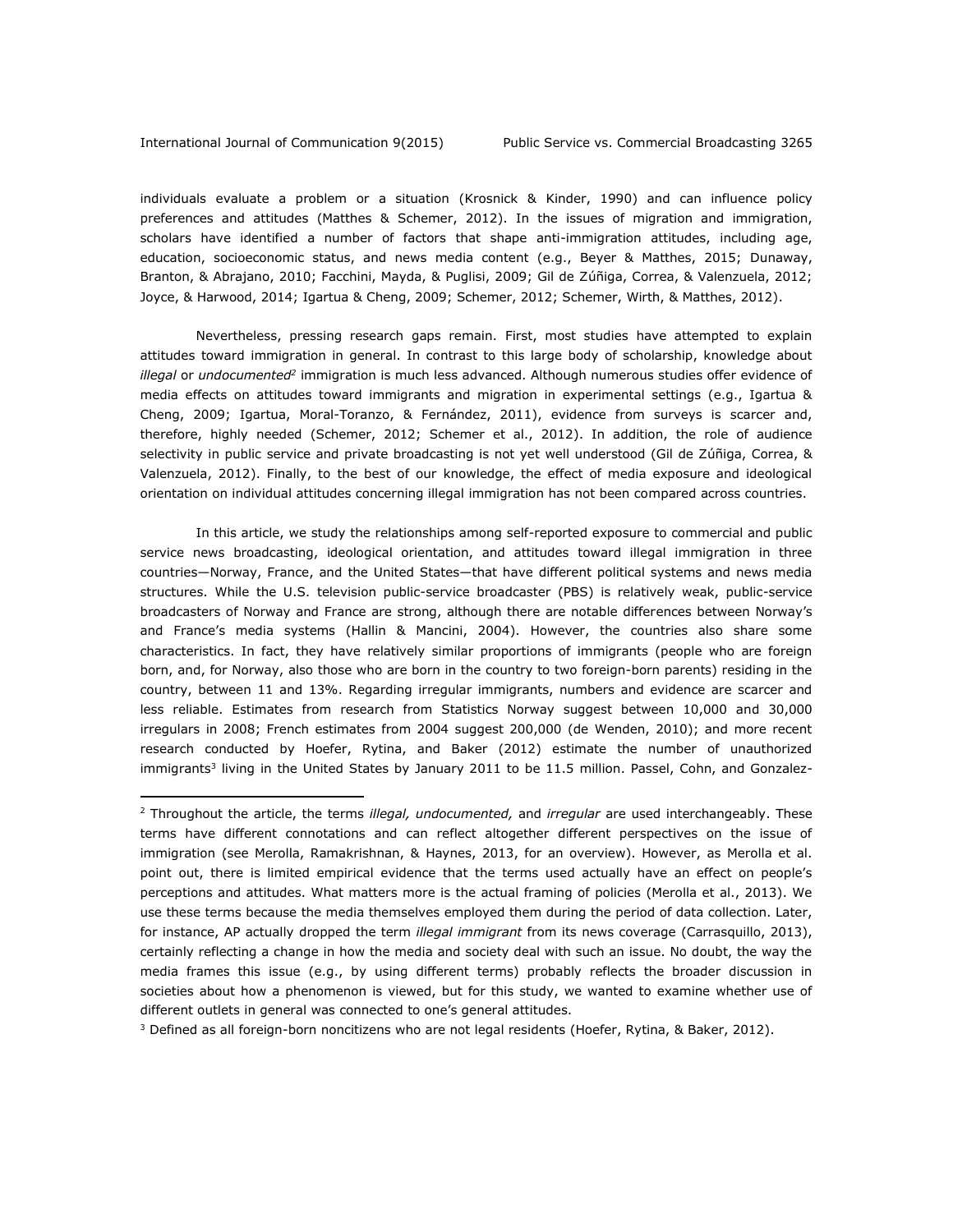individuals evaluate a problem or a situation (Krosnick & Kinder, 1990) and can influence policy preferences and attitudes (Matthes & Schemer, 2012). In the issues of migration and immigration, scholars have identified a number of factors that shape anti-immigration attitudes, including age, education, socioeconomic status, and news media content (e.g., Beyer & Matthes, 2015; Dunaway, Branton, & Abrajano, 2010; Facchini, Mayda, & Puglisi, 2009; Gil de Zúñiga, Correa, & Valenzuela, 2012; Joyce, & Harwood, 2014; Igartua & Cheng, 2009; Schemer, 2012; Schemer, Wirth, & Matthes, 2012).

Nevertheless, pressing research gaps remain. First, most studies have attempted to explain attitudes toward immigration in general. In contrast to this large body of scholarship, knowledge about *illegal* or *undocumented*[2] immigration is much less advanced. Although numerous studies offer evidence of media effects on attitudes toward immigrants and migration in experimental settings (e.g., Igartua & Cheng, 2009; Igartua, Moral-Toranzo, & Fernández, 2011), evidence from surveys is scarcer and, therefore, highly needed (Schemer, 2012; Schemer et al., 2012). In addition, the role of audience selectivity in public service and private broadcasting is not yet well understood (Gil de Zúñiga, Correa, & Valenzuela, 2012). Finally, to the best of our knowledge, the effect of media exposure and ideological orientation on individual attitudes concerning illegal immigration has not been compared across countries.

In this article, we study the relationships among self-reported exposure to commercial and public service news broadcasting, ideological orientation, and attitudes toward illegal immigration in three countries—Norway, France, and the United States—that have different political systems and news media structures. While the U.S. television public-service broadcaster (PBS) is relatively weak, public-service broadcasters of Norway and France are strong, although there are notable differences between Norway's and France's media systems (Hallin & Mancini, 2004). However, the countries also share some characteristics. In fact, they have relatively similar proportions of immigrants (people who are foreign born, and, for Norway, also those who are born in the country to two foreign-born parents) residing in the country, between 11 and 13%. Regarding irregular immigrants, numbers and evidence are scarcer and less reliable. Estimates from research from Statistics Norway suggest between 10,000 and 30,000 irregulars in 2008; French estimates from 2004 suggest 200,000 (de Wenden, 2010); and more recent research conducted by Hoefer, Rytina, and Baker (2012) estimate the number of unauthorized immigrants[3] living in the United States by January 2011 to be 11.5 million. Passel, Cohn, and Gonzalez-

[2] Throughout the article, the terms *illegal, undocumented,* and *irregular* are used interchangeably. These terms have different connotations and can reflect altogether different perspectives on the issue of immigration (see Merolla, Ramakrishnan, & Haynes, 2013, for an overview). However, as Merolla et al. point out, there is limited empirical evidence that the terms used actually have an effect on people's perceptions and attitudes. What matters more is the actual framing of policies (Merolla et al., 2013). We use these terms because the media themselves employed them during the period of data collection. Later, for instance, AP actually dropped the term *illegal immigrant* from its news coverage (Carrasquillo, 2013), certainly reflecting a change in how the media and society deal with such an issue. No doubt, the way the media frames this issue (e.g., by using different terms) probably reflects the broader discussion in societies about how a phenomenon is viewed, but for this study, we wanted to examine whether use of different outlets in general was connected to one's general attitudes.

[3] Defined as all foreign-born noncitizens who are not legal residents (Hoefer, Rytina, & Baker, 2012).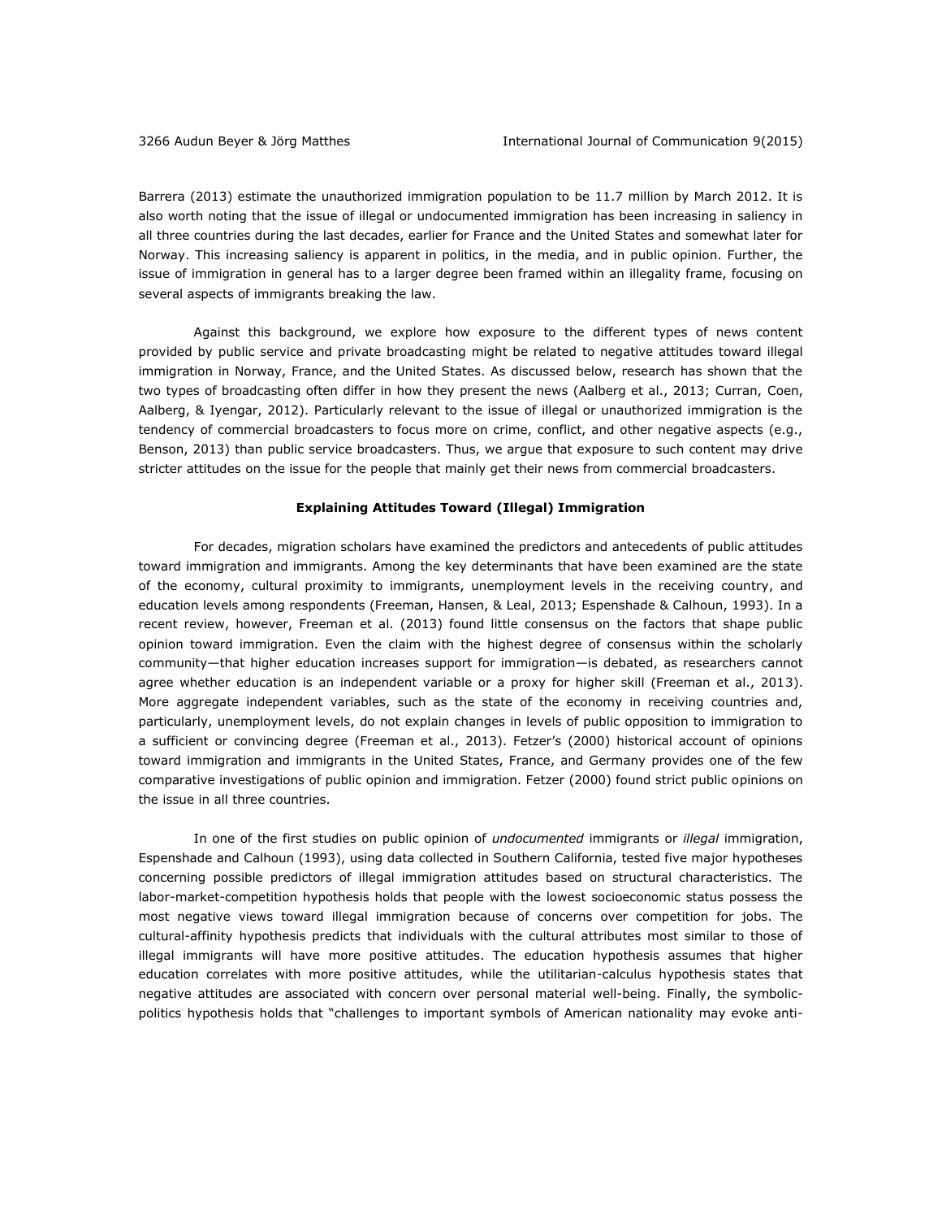Barrera (2013) estimate the unauthorized immigration population to be 11.7 million by March 2012. It is also worth noting that the issue of illegal or undocumented immigration has been increasing in saliency in all three countries during the last decades, earlier for France and the United States and somewhat later for Norway. This increasing saliency is apparent in politics, in the media, and in public opinion. Further, the issue of immigration in general has to a larger degree been framed within an illegality frame, focusing on several aspects of immigrants breaking the law.

Against this background, we explore how exposure to the different types of news content provided by public service and private broadcasting might be related to negative attitudes toward illegal immigration in Norway, France, and the United States. As discussed below, research has shown that the two types of broadcasting often differ in how they present the news (Aalberg et al., 2013; Curran, Coen, Aalberg, & Iyengar, 2012). Particularly relevant to the issue of illegal or unauthorized immigration is the tendency of commercial broadcasters to focus more on crime, conflict, and other negative aspects (e.g., Benson, 2013) than public service broadcasters. Thus, we argue that exposure to such content may drive stricter attitudes on the issue for the people that mainly get their news from commercial broadcasters.

## Explaining Attitudes Toward (Illegal) Immigration

For decades, migration scholars have examined the predictors and antecedents of public attitudes toward immigration and immigrants. Among the key determinants that have been examined are the state of the economy, cultural proximity to immigrants, unemployment levels in the receiving country, and education levels among respondents (Freeman, Hansen, & Leal, 2013; Espenshade & Calhoun, 1993). In a recent review, however, Freeman et al. (2013) found little consensus on the factors that shape public opinion toward immigration. Even the claim with the highest degree of consensus within the scholarly community—that higher education increases support for immigration—is debated, as researchers cannot agree whether education is an independent variable or a proxy for higher skill (Freeman et al., 2013). More aggregate independent variables, such as the state of the economy in receiving countries and, particularly, unemployment levels, do not explain changes in levels of public opposition to immigration to a sufficient or convincing degree (Freeman et al., 2013). Fetzer's (2000) historical account of opinions toward immigration and immigrants in the United States, France, and Germany provides one of the few comparative investigations of public opinion and immigration. Fetzer (2000) found strict public opinions on the issue in all three countries.

In one of the first studies on public opinion of *undocumented* immigrants or *illegal* immigration, Espenshade and Calhoun (1993), using data collected in Southern California, tested five major hypotheses concerning possible predictors of illegal immigration attitudes based on structural characteristics. The labor-market-competition hypothesis holds that people with the lowest socioeconomic status possess the most negative views toward illegal immigration because of concerns over competition for jobs. The cultural-affinity hypothesis predicts that individuals with the cultural attributes most similar to those of illegal immigrants will have more positive attitudes. The education hypothesis assumes that higher education correlates with more positive attitudes, while the utilitarian-calculus hypothesis states that negative attitudes are associated with concern over personal material well-being. Finally, the symbolic-politics hypothesis holds that "challenges to important symbols of American nationality may evoke anti-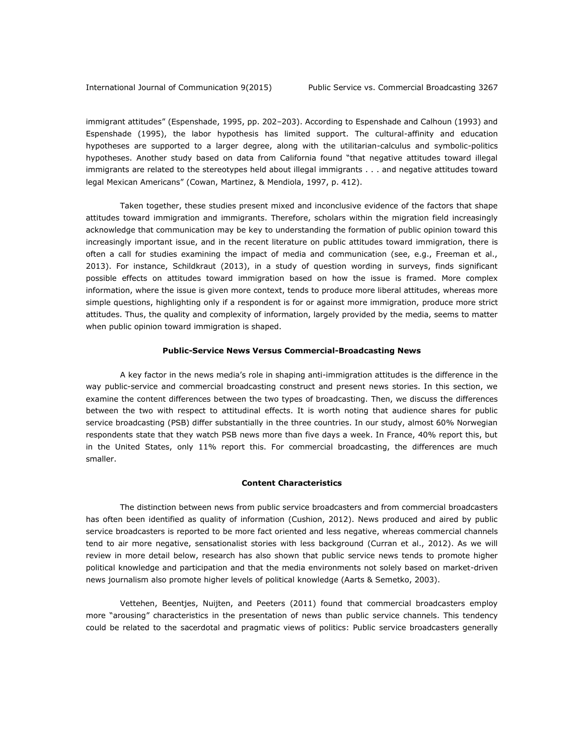immigrant attitudes" (Espenshade, 1995, pp. 202–203). According to Espenshade and Calhoun (1993) and Espenshade (1995), the labor hypothesis has limited support. The cultural-affinity and education hypotheses are supported to a larger degree, along with the utilitarian-calculus and symbolic-politics hypotheses. Another study based on data from California found "that negative attitudes toward illegal immigrants are related to the stereotypes held about illegal immigrants . . . and negative attitudes toward legal Mexican Americans" (Cowan, Martinez, & Mendiola, 1997, p. 412).

Taken together, these studies present mixed and inconclusive evidence of the factors that shape attitudes toward immigration and immigrants. Therefore, scholars within the migration field increasingly acknowledge that communication may be key to understanding the formation of public opinion toward this increasingly important issue, and in the recent literature on public attitudes toward immigration, there is often a call for studies examining the impact of media and communication (see, e.g., Freeman et al., 2013). For instance, Schildkraut (2013), in a study of question wording in surveys, finds significant possible effects on attitudes toward immigration based on how the issue is framed. More complex information, where the issue is given more context, tends to produce more liberal attitudes, whereas more simple questions, highlighting only if a respondent is for or against more immigration, produce more strict attitudes. Thus, the quality and complexity of information, largely provided by the media, seems to matter when public opinion toward immigration is shaped.

## Public-Service News Versus Commercial-Broadcasting News

A key factor in the news media's role in shaping anti-immigration attitudes is the difference in the way public-service and commercial broadcasting construct and present news stories. In this section, we examine the content differences between the two types of broadcasting. Then, we discuss the differences between the two with respect to attitudinal effects. It is worth noting that audience shares for public service broadcasting (PSB) differ substantially in the three countries. In our study, almost 60% Norwegian respondents state that they watch PSB news more than five days a week. In France, 40% report this, but in the United States, only 11% report this. For commercial broadcasting, the differences are much smaller.

### Content Characteristics

The distinction between news from public service broadcasters and from commercial broadcasters has often been identified as quality of information (Cushion, 2012). News produced and aired by public service broadcasters is reported to be more fact oriented and less negative, whereas commercial channels tend to air more negative, sensationalist stories with less background (Curran et al., 2012). As we will review in more detail below, research has also shown that public service news tends to promote higher political knowledge and participation and that the media environments not solely based on market-driven news journalism also promote higher levels of political knowledge (Aarts & Semetko, 2003).

Vettehen, Beentjes, Nuijten, and Peeters (2011) found that commercial broadcasters employ more "arousing" characteristics in the presentation of news than public service channels. This tendency could be related to the sacerdotal and pragmatic views of politics: Public service broadcasters generally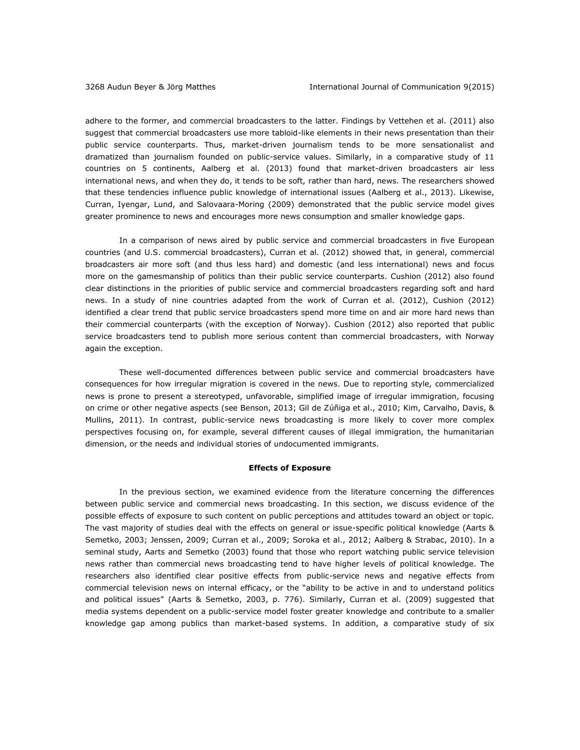adhere to the former, and commercial broadcasters to the latter. Findings by Vettehen et al. (2011) also suggest that commercial broadcasters use more tabloid-like elements in their news presentation than their public service counterparts. Thus, market-driven journalism tends to be more sensationalist and dramatized than journalism founded on public-service values. Similarly, in a comparative study of 11 countries on 5 continents, Aalberg et al. (2013) found that market-driven broadcasters air less international news, and when they do, it tends to be soft, rather than hard, news. The researchers showed that these tendencies influence public knowledge of international issues (Aalberg et al., 2013). Likewise, Curran, Iyengar, Lund, and Salovaara-Moring (2009) demonstrated that the public service model gives greater prominence to news and encourages more news consumption and smaller knowledge gaps.

In a comparison of news aired by public service and commercial broadcasters in five European countries (and U.S. commercial broadcasters), Curran et al. (2012) showed that, in general, commercial broadcasters air more soft (and thus less hard) and domestic (and less international) news and focus more on the gamesmanship of politics than their public service counterparts. Cushion (2012) also found clear distinctions in the priorities of public service and commercial broadcasters regarding soft and hard news. In a study of nine countries adapted from the work of Curran et al. (2012), Cushion (2012) identified a clear trend that public service broadcasters spend more time on and air more hard news than their commercial counterparts (with the exception of Norway). Cushion (2012) also reported that public service broadcasters tend to publish more serious content than commercial broadcasters, with Norway again the exception.

These well-documented differences between public service and commercial broadcasters have consequences for how irregular migration is covered in the news. Due to reporting style, commercialized news is prone to present a stereotyped, unfavorable, simplified image of irregular immigration, focusing on crime or other negative aspects (see Benson, 2013; Gil de Zúñiga et al., 2010; Kim, Carvalho, Davis, & Mullins, 2011). In contrast, public-service news broadcasting is more likely to cover more complex perspectives focusing on, for example, several different causes of illegal immigration, the humanitarian dimension, or the needs and individual stories of undocumented immigrants.

### Effects of Exposure

In the previous section, we examined evidence from the literature concerning the differences between public service and commercial news broadcasting. In this section, we discuss evidence of the possible effects of exposure to such content on public perceptions and attitudes toward an object or topic. The vast majority of studies deal with the effects on general or issue-specific political knowledge (Aarts & Semetko, 2003; Jenssen, 2009; Curran et al., 2009; Soroka et al., 2012; Aalberg & Strabac, 2010). In a seminal study, Aarts and Semetko (2003) found that those who report watching public service television news rather than commercial news broadcasting tend to have higher levels of political knowledge. The researchers also identified clear positive effects from public-service news and negative effects from commercial television news on internal efficacy, or the "ability to be active in and to understand politics and political issues" (Aarts & Semetko, 2003, p. 776). Similarly, Curran et al. (2009) suggested that media systems dependent on a public-service model foster greater knowledge and contribute to a smaller knowledge gap among publics than market-based systems. In addition, a comparative study of six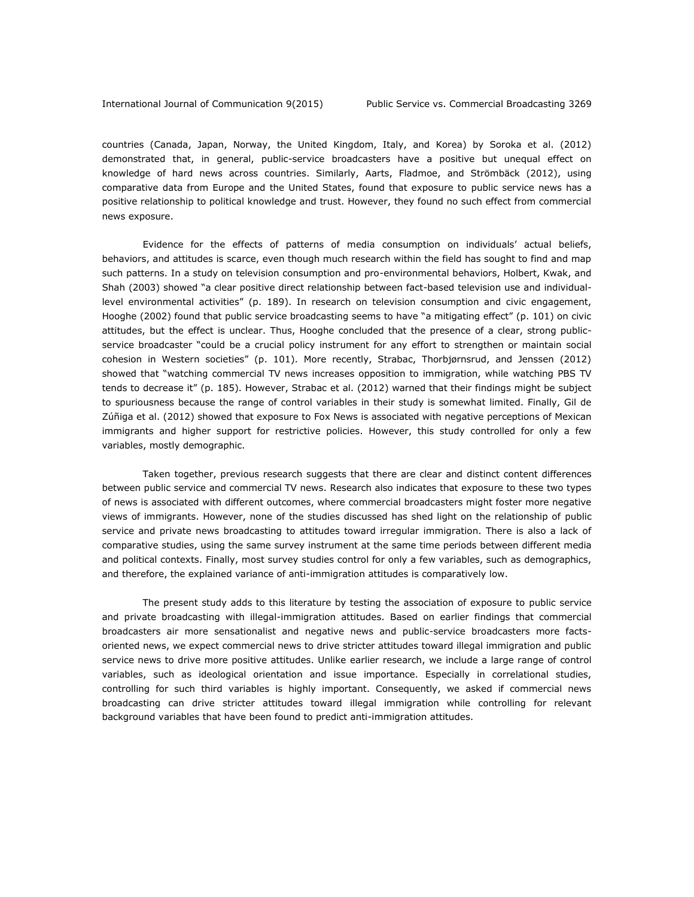countries (Canada, Japan, Norway, the United Kingdom, Italy, and Korea) by Soroka et al. (2012) demonstrated that, in general, public-service broadcasters have a positive but unequal effect on knowledge of hard news across countries. Similarly, Aarts, Fladmoe, and Strömbäck (2012), using comparative data from Europe and the United States, found that exposure to public service news has a positive relationship to political knowledge and trust. However, they found no such effect from commercial news exposure.

Evidence for the effects of patterns of media consumption on individuals' actual beliefs, behaviors, and attitudes is scarce, even though much research within the field has sought to find and map such patterns. In a study on television consumption and pro-environmental behaviors, Holbert, Kwak, and Shah (2003) showed "a clear positive direct relationship between fact-based television use and individual-level environmental activities" (p. 189). In research on television consumption and civic engagement, Hooghe (2002) found that public service broadcasting seems to have "a mitigating effect" (p. 101) on civic attitudes, but the effect is unclear. Thus, Hooghe concluded that the presence of a clear, strong public-service broadcaster "could be a crucial policy instrument for any effort to strengthen or maintain social cohesion in Western societies" (p. 101). More recently, Strabac, Thorbjørnsrud, and Jenssen (2012) showed that "watching commercial TV news increases opposition to immigration, while watching PBS TV tends to decrease it" (p. 185). However, Strabac et al. (2012) warned that their findings might be subject to spuriousness because the range of control variables in their study is somewhat limited. Finally, Gil de Zúñiga et al. (2012) showed that exposure to Fox News is associated with negative perceptions of Mexican immigrants and higher support for restrictive policies. However, this study controlled for only a few variables, mostly demographic.

Taken together, previous research suggests that there are clear and distinct content differences between public service and commercial TV news. Research also indicates that exposure to these two types of news is associated with different outcomes, where commercial broadcasters might foster more negative views of immigrants. However, none of the studies discussed has shed light on the relationship of public service and private news broadcasting to attitudes toward irregular immigration. There is also a lack of comparative studies, using the same survey instrument at the same time periods between different media and political contexts. Finally, most survey studies control for only a few variables, such as demographics, and therefore, the explained variance of anti-immigration attitudes is comparatively low.

The present study adds to this literature by testing the association of exposure to public service and private broadcasting with illegal-immigration attitudes. Based on earlier findings that commercial broadcasters air more sensationalist and negative news and public-service broadcasters more facts-oriented news, we expect commercial news to drive stricter attitudes toward illegal immigration and public service news to drive more positive attitudes. Unlike earlier research, we include a large range of control variables, such as ideological orientation and issue importance. Especially in correlational studies, controlling for such third variables is highly important. Consequently, we asked if commercial news broadcasting can drive stricter attitudes toward illegal immigration while controlling for relevant background variables that have been found to predict anti-immigration attitudes.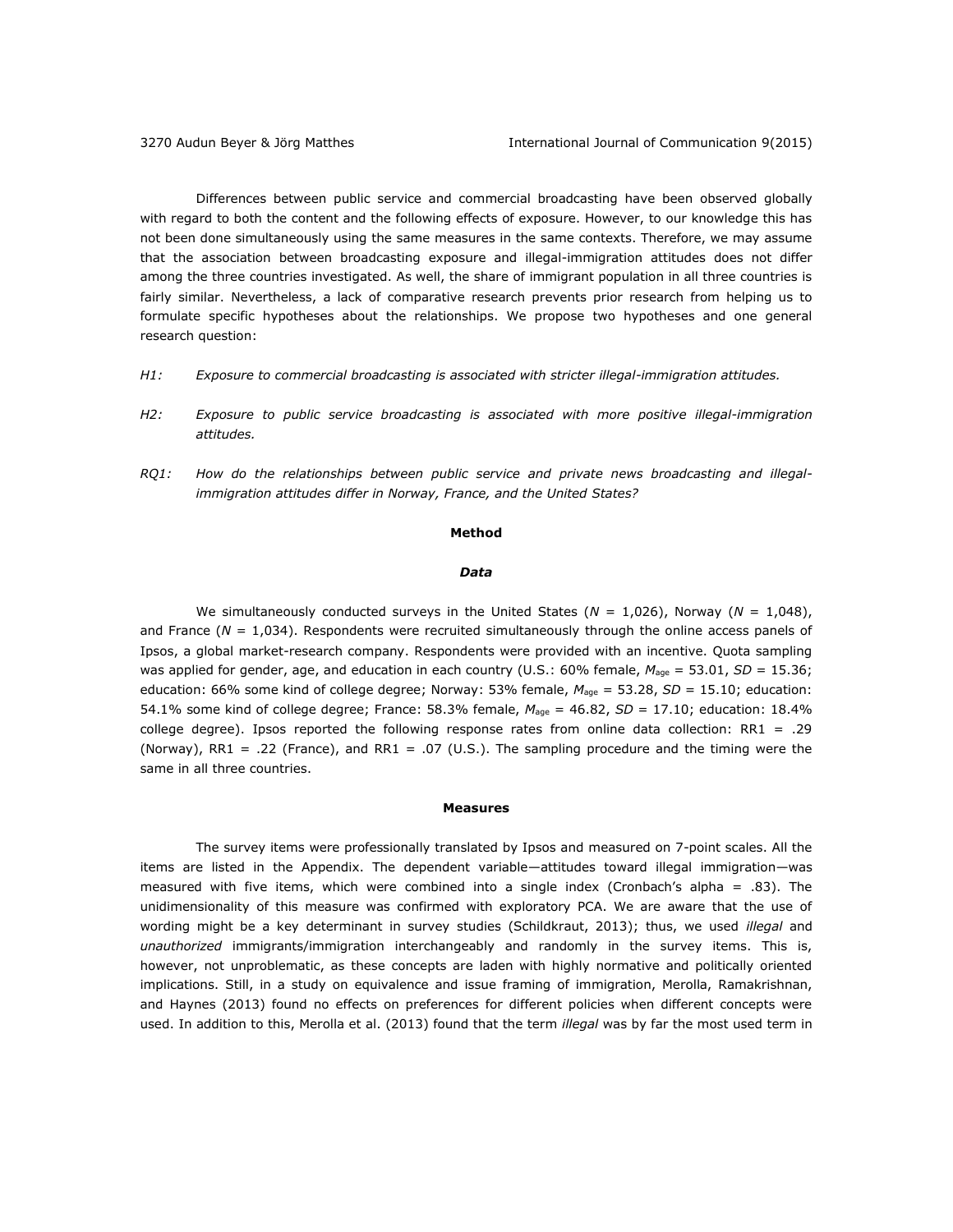Differences between public service and commercial broadcasting have been observed globally with regard to both the content and the following effects of exposure. However, to our knowledge this has not been done simultaneously using the same measures in the same contexts. Therefore, we may assume that the association between broadcasting exposure and illegal-immigration attitudes does not differ among the three countries investigated. As well, the share of immigrant population in all three countries is fairly similar. Nevertheless, a lack of comparative research prevents prior research from helping us to formulate specific hypotheses about the relationships. We propose two hypotheses and one general research question:

*H1:* *Exposure to commercial broadcasting is associated with stricter illegal-immigration attitudes.*

*H2:* *Exposure to public service broadcasting is associated with more positive illegal-immigration attitudes.*

*RQ1:* *How do the relationships between public service and private news broadcasting and illegal-immigration attitudes differ in Norway, France, and the United States?*

## Method

### *Data*

We simultaneously conducted surveys in the United States ($N$ = 1,026), Norway ($N$ = 1,048), and France ($N$ = 1,034). Respondents were recruited simultaneously through the online access panels of Ipsos, a global market-research company. Respondents were provided with an incentive. Quota sampling was applied for gender, age, and education in each country (U.S.: 60% female, $M_{age}$ = 53.01, $SD$ = 15.36; education: 66% some kind of college degree; Norway: 53% female, $M_{age}$ = 53.28, $SD$ = 15.10; education: 54.1% some kind of college degree; France: 58.3% female, $M_{age}$ = 46.82, $SD$ = 17.10; education: 18.4% college degree). Ipsos reported the following response rates from online data collection: RR1 = .29 (Norway), RR1 = .22 (France), and RR1 = .07 (U.S.). The sampling procedure and the timing were the same in all three countries.

## Measures

The survey items were professionally translated by Ipsos and measured on 7-point scales. All the items are listed in the Appendix. The dependent variable—attitudes toward illegal immigration—was measured with five items, which were combined into a single index (Cronbach's alpha = .83). The unidimensionality of this measure was confirmed with exploratory PCA. We are aware that the use of wording might be a key determinant in survey studies (Schildkraut, 2013); thus, we used *illegal* and *unauthorized* immigrants/immigration interchangeably and randomly in the survey items. This is, however, not unproblematic, as these concepts are laden with highly normative and politically oriented implications. Still, in a study on equivalence and issue framing of immigration, Merolla, Ramakrishnan, and Haynes (2013) found no effects on preferences for different policies when different concepts were used. In addition to this, Merolla et al. (2013) found that the term *illegal* was by far the most used term in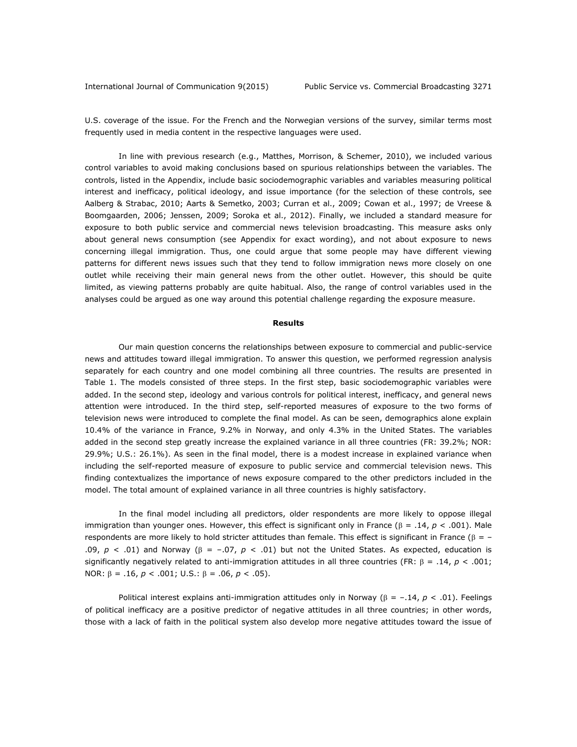U.S. coverage of the issue. For the French and the Norwegian versions of the survey, similar terms most frequently used in media content in the respective languages were used.

In line with previous research (e.g., Matthes, Morrison, & Schemer, 2010), we included various control variables to avoid making conclusions based on spurious relationships between the variables. The controls, listed in the Appendix, include basic sociodemographic variables and variables measuring political interest and inefficacy, political ideology, and issue importance (for the selection of these controls, see Aalberg & Strabac, 2010; Aarts & Semetko, 2003; Curran et al., 2009; Cowan et al., 1997; de Vreese & Boomgaarden, 2006; Jenssen, 2009; Soroka et al., 2012). Finally, we included a standard measure for exposure to both public service and commercial news television broadcasting. This measure asks only about general news consumption (see Appendix for exact wording), and not about exposure to news concerning illegal immigration. Thus, one could argue that some people may have different viewing patterns for different news issues such that they tend to follow immigration news more closely on one outlet while receiving their main general news from the other outlet. However, this should be quite limited, as viewing patterns probably are quite habitual. Also, the range of control variables used in the analyses could be argued as one way around this potential challenge regarding the exposure measure.

## Results

Our main question concerns the relationships between exposure to commercial and public-service news and attitudes toward illegal immigration. To answer this question, we performed regression analysis separately for each country and one model combining all three countries. The results are presented in Table 1. The models consisted of three steps. In the first step, basic sociodemographic variables were added. In the second step, ideology and various controls for political interest, inefficacy, and general news attention were introduced. In the third step, self-reported measures of exposure to the two forms of television news were introduced to complete the final model. As can be seen, demographics alone explain 10.4% of the variance in France, 9.2% in Norway, and only 4.3% in the United States. The variables added in the second step greatly increase the explained variance in all three countries (FR: 39.2%; NOR: 29.9%; U.S.: 26.1%). As seen in the final model, there is a modest increase in explained variance when including the self-reported measure of exposure to public service and commercial television news. This finding contextualizes the importance of news exposure compared to the other predictors included in the model. The total amount of explained variance in all three countries is highly satisfactory.

In the final model including all predictors, older respondents are more likely to oppose illegal immigration than younger ones. However, this effect is significant only in France ($\beta = .14$, $p < .001$). Male respondents are more likely to hold stricter attitudes than female. This effect is significant in France ($\beta = -.09$, $p < .01$) and Norway ($\beta = -.07$, $p < .01$) but not the United States. As expected, education is significantly negatively related to anti-immigration attitudes in all three countries (FR: $\beta = .14$, $p < .001$; NOR: $\beta = .16$, $p < .001$; U.S.: $\beta = .06$, $p < .05$).

Political interest explains anti-immigration attitudes only in Norway ($\beta = -.14$, $p < .01$). Feelings of political inefficacy are a positive predictor of negative attitudes in all three countries; in other words, those with a lack of faith in the political system also develop more negative attitudes toward the issue of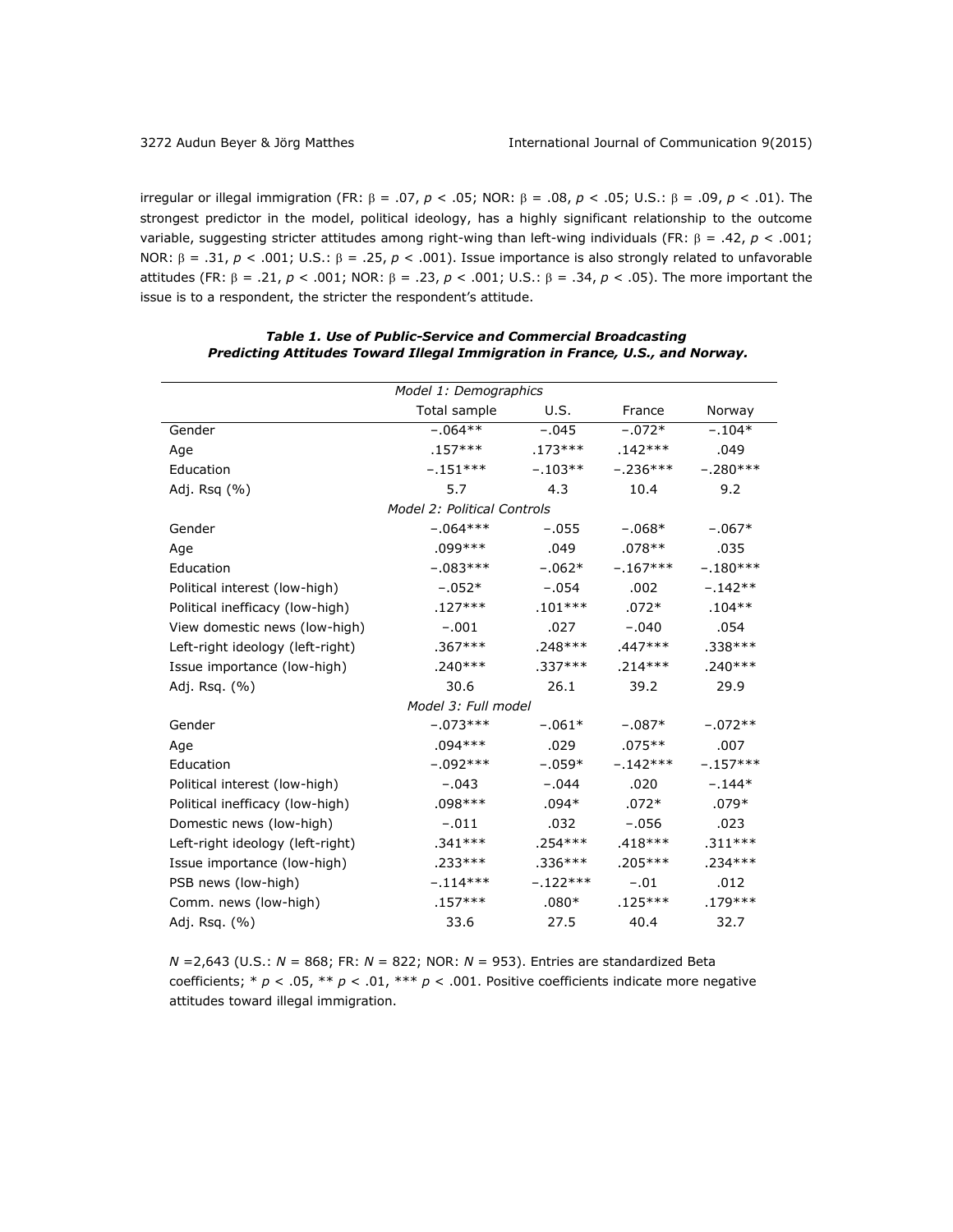irregular or illegal immigration (FR: $\beta = .07$, $p < .05$; NOR: $\beta = .08$, $p < .05$; U.S.: $\beta = .09$, $p < .01$). The strongest predictor in the model, political ideology, has a highly significant relationship to the outcome variable, suggesting stricter attitudes among right-wing than left-wing individuals (FR: $\beta = .42$, $p < .001$; NOR: $\beta = .31$, $p < .001$; U.S.: $\beta = .25$, $p < .001$). Issue importance is also strongly related to unfavorable attitudes (FR: $\beta = .21$, $p < .001$; NOR: $\beta = .23$, $p < .001$; U.S.: $\beta = .34$, $p < .05$). The more important the issue is to a respondent, the stricter the respondent's attitude.

***Table 1. Use of Public-Service and Commercial Broadcasting Predicting Attitudes Toward Illegal Immigration in France, U.S., and Norway.***

| | Total sample | U.S. | France | Norway |
|---|---|---|---|---|
| *Model 1: Demographics* | | | | |
| Gender | −.064** | −.045 | −.072* | −.104* |
| Age | .157*** | .173*** | .142*** | .049 |
| Education | −.151*** | −.103** | −.236*** | −.280*** |
| Adj. Rsq (%) | 5.7 | 4.3 | 10.4 | 9.2 |
| *Model 2: Political Controls* | | | | |
| Gender | −.064*** | −.055 | −.068* | −.067* |
| Age | .099*** | .049 | .078** | .035 |
| Education | −.083*** | −.062* | −.167*** | −.180*** |
| Political interest (low-high) | −.052* | −.054 | .002 | −.142** |
| Political inefficacy (low-high) | .127*** | .101*** | .072* | .104** |
| View domestic news (low-high) | −.001 | .027 | −.040 | .054 |
| Left-right ideology (left-right) | .367*** | .248*** | .447*** | .338*** |
| Issue importance (low-high) | .240*** | .337*** | .214*** | .240*** |
| Adj. Rsq. (%) | 30.6 | 26.1 | 39.2 | 29.9 |
| *Model 3: Full model* | | | | |
| Gender | −.073*** | −.061* | −.087* | −.072** |
| Age | .094*** | .029 | .075** | .007 |
| Education | −.092*** | −.059* | −.142*** | −.157*** |
| Political interest (low-high) | −.043 | −.044 | .020 | −.144* |
| Political inefficacy (low-high) | .098*** | .094* | .072* | .079* |
| Domestic news (low-high) | −.011 | .032 | −.056 | .023 |
| Left-right ideology (left-right) | .341*** | .254*** | .418*** | .311*** |
| Issue importance (low-high) | .233*** | .336*** | .205*** | .234*** |
| PSB news (low-high) | −.114*** | −.122*** | −.01 | .012 |
| Comm. news (low-high) | .157*** | .080* | .125*** | .179*** |
| Adj. Rsq. (%) | 33.6 | 27.5 | 40.4 | 32.7 |

*N* =2,643 (U.S.: *N* = 868; FR: *N* = 822; NOR: *N* = 953). Entries are standardized Beta coefficients; * $p < .05$, ** $p < .01$, *** $p < .001$. Positive coefficients indicate more negative attitudes toward illegal immigration.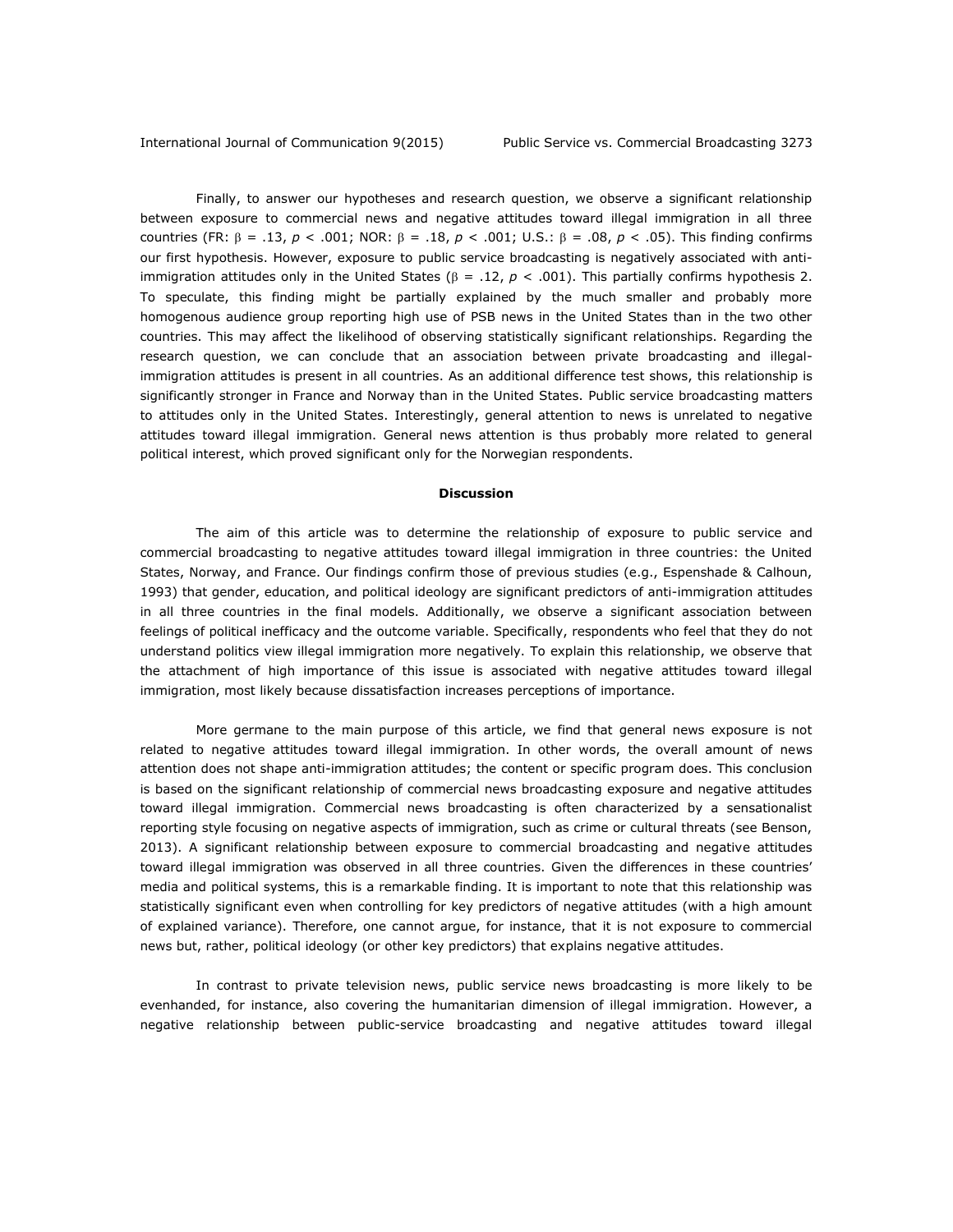Finally, to answer our hypotheses and research question, we observe a significant relationship between exposure to commercial news and negative attitudes toward illegal immigration in all three countries (FR: $\beta = .13$, $p < .001$; NOR: $\beta = .18$, $p < .001$; U.S.: $\beta = .08$, $p < .05$). This finding confirms our first hypothesis. However, exposure to public service broadcasting is negatively associated with anti-immigration attitudes only in the United States ($\beta = .12$, $p < .001$). This partially confirms hypothesis 2. To speculate, this finding might be partially explained by the much smaller and probably more homogenous audience group reporting high use of PSB news in the United States than in the two other countries. This may affect the likelihood of observing statistically significant relationships. Regarding the research question, we can conclude that an association between private broadcasting and illegal-immigration attitudes is present in all countries. As an additional difference test shows, this relationship is significantly stronger in France and Norway than in the United States. Public service broadcasting matters to attitudes only in the United States. Interestingly, general attention to news is unrelated to negative attitudes toward illegal immigration. General news attention is thus probably more related to general political interest, which proved significant only for the Norwegian respondents.

## Discussion

The aim of this article was to determine the relationship of exposure to public service and commercial broadcasting to negative attitudes toward illegal immigration in three countries: the United States, Norway, and France. Our findings confirm those of previous studies (e.g., Espenshade & Calhoun, 1993) that gender, education, and political ideology are significant predictors of anti-immigration attitudes in all three countries in the final models. Additionally, we observe a significant association between feelings of political inefficacy and the outcome variable. Specifically, respondents who feel that they do not understand politics view illegal immigration more negatively. To explain this relationship, we observe that the attachment of high importance of this issue is associated with negative attitudes toward illegal immigration, most likely because dissatisfaction increases perceptions of importance.

More germane to the main purpose of this article, we find that general news exposure is not related to negative attitudes toward illegal immigration. In other words, the overall amount of news attention does not shape anti-immigration attitudes; the content or specific program does. This conclusion is based on the significant relationship of commercial news broadcasting exposure and negative attitudes toward illegal immigration. Commercial news broadcasting is often characterized by a sensationalist reporting style focusing on negative aspects of immigration, such as crime or cultural threats (see Benson, 2013). A significant relationship between exposure to commercial broadcasting and negative attitudes toward illegal immigration was observed in all three countries. Given the differences in these countries' media and political systems, this is a remarkable finding. It is important to note that this relationship was statistically significant even when controlling for key predictors of negative attitudes (with a high amount of explained variance). Therefore, one cannot argue, for instance, that it is not exposure to commercial news but, rather, political ideology (or other key predictors) that explains negative attitudes.

In contrast to private television news, public service news broadcasting is more likely to be evenhanded, for instance, also covering the humanitarian dimension of illegal immigration. However, a negative relationship between public-service broadcasting and negative attitudes toward illegal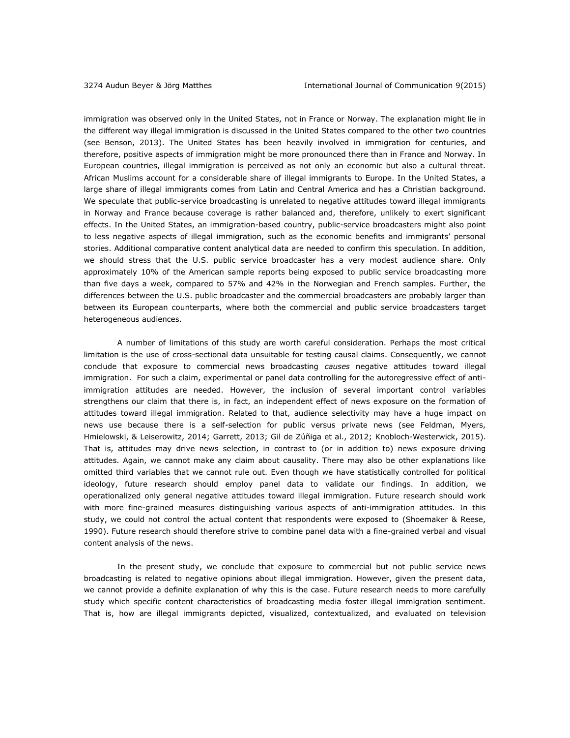immigration was observed only in the United States, not in France or Norway. The explanation might lie in the different way illegal immigration is discussed in the United States compared to the other two countries (see Benson, 2013). The United States has been heavily involved in immigration for centuries, and therefore, positive aspects of immigration might be more pronounced there than in France and Norway. In European countries, illegal immigration is perceived as not only an economic but also a cultural threat. African Muslims account for a considerable share of illegal immigrants to Europe. In the United States, a large share of illegal immigrants comes from Latin and Central America and has a Christian background. We speculate that public-service broadcasting is unrelated to negative attitudes toward illegal immigrants in Norway and France because coverage is rather balanced and, therefore, unlikely to exert significant effects. In the United States, an immigration-based country, public-service broadcasters might also point to less negative aspects of illegal immigration, such as the economic benefits and immigrants' personal stories. Additional comparative content analytical data are needed to confirm this speculation. In addition, we should stress that the U.S. public service broadcaster has a very modest audience share. Only approximately 10% of the American sample reports being exposed to public service broadcasting more than five days a week, compared to 57% and 42% in the Norwegian and French samples. Further, the differences between the U.S. public broadcaster and the commercial broadcasters are probably larger than between its European counterparts, where both the commercial and public service broadcasters target heterogeneous audiences.

A number of limitations of this study are worth careful consideration. Perhaps the most critical limitation is the use of cross-sectional data unsuitable for testing causal claims. Consequently, we cannot conclude that exposure to commercial news broadcasting *causes* negative attitudes toward illegal immigration. For such a claim, experimental or panel data controlling for the autoregressive effect of anti-immigration attitudes are needed. However, the inclusion of several important control variables strengthens our claim that there is, in fact, an independent effect of news exposure on the formation of attitudes toward illegal immigration. Related to that, audience selectivity may have a huge impact on news use because there is a self-selection for public versus private news (see Feldman, Myers, Hmielowski, & Leiserowitz, 2014; Garrett, 2013; Gil de Zúñiga et al., 2012; Knobloch-Westerwick, 2015). That is, attitudes may drive news selection, in contrast to (or in addition to) news exposure driving attitudes. Again, we cannot make any claim about causality. There may also be other explanations like omitted third variables that we cannot rule out. Even though we have statistically controlled for political ideology, future research should employ panel data to validate our findings. In addition, we operationalized only general negative attitudes toward illegal immigration. Future research should work with more fine-grained measures distinguishing various aspects of anti-immigration attitudes. In this study, we could not control the actual content that respondents were exposed to (Shoemaker & Reese, 1990). Future research should therefore strive to combine panel data with a fine-grained verbal and visual content analysis of the news.

In the present study, we conclude that exposure to commercial but not public service news broadcasting is related to negative opinions about illegal immigration. However, given the present data, we cannot provide a definite explanation of why this is the case. Future research needs to more carefully study which specific content characteristics of broadcasting media foster illegal immigration sentiment. That is, how are illegal immigrants depicted, visualized, contextualized, and evaluated on television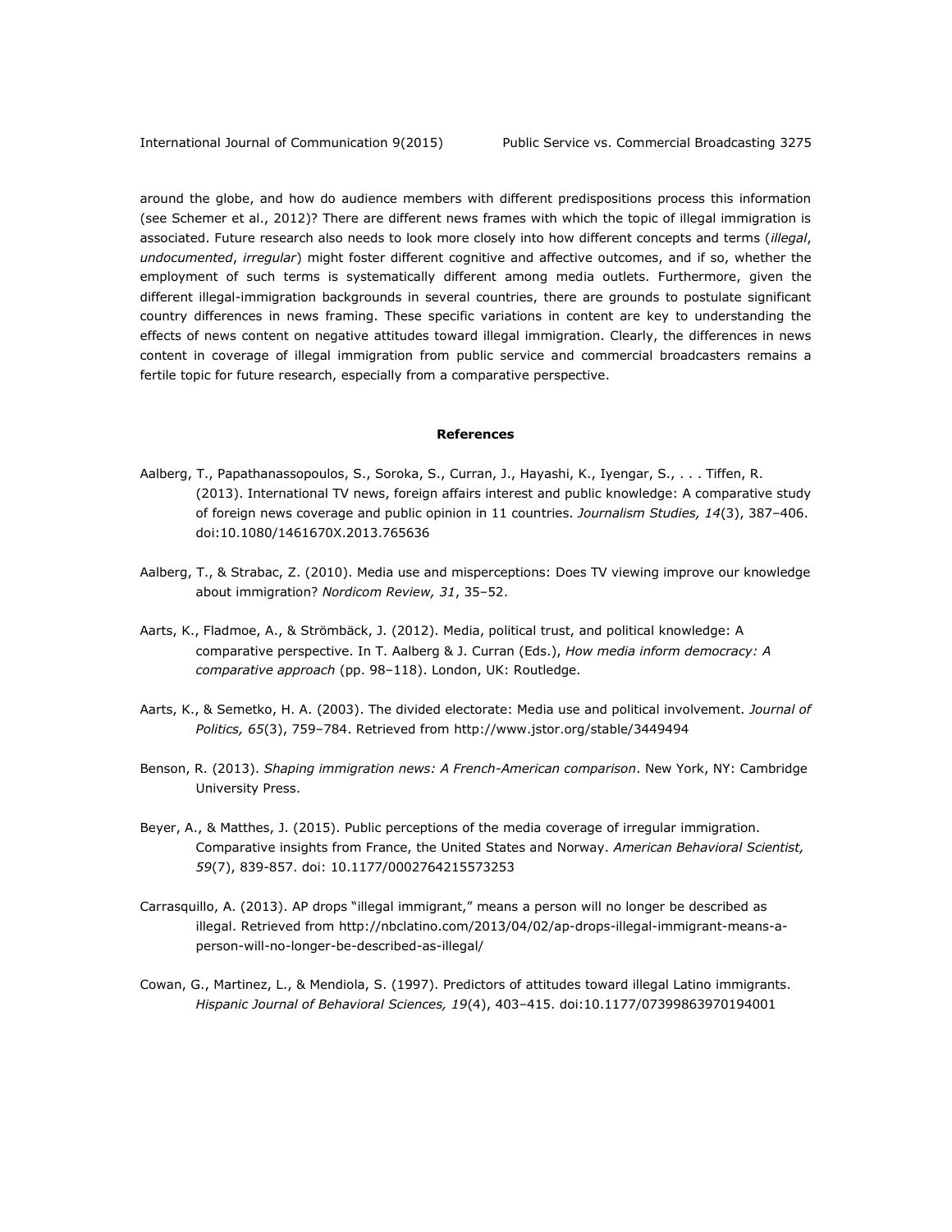around the globe, and how do audience members with different predispositions process this information (see Schemer et al., 2012)? There are different news frames with which the topic of illegal immigration is associated. Future research also needs to look more closely into how different concepts and terms (*illegal*, *undocumented*, *irregular*) might foster different cognitive and affective outcomes, and if so, whether the employment of such terms is systematically different among media outlets. Furthermore, given the different illegal-immigration backgrounds in several countries, there are grounds to postulate significant country differences in news framing. These specific variations in content are key to understanding the effects of news content on negative attitudes toward illegal immigration. Clearly, the differences in news content in coverage of illegal immigration from public service and commercial broadcasters remains a fertile topic for future research, especially from a comparative perspective.

## References

Aalberg, T., Papathanassopoulos, S., Soroka, S., Curran, J., Hayashi, K., Iyengar, S., . . . Tiffen, R. (2013). International TV news, foreign affairs interest and public knowledge: A comparative study of foreign news coverage and public opinion in 11 countries. *Journalism Studies, 14*(3), 387–406. doi:10.1080/1461670X.2013.765636

Aalberg, T., & Strabac, Z. (2010). Media use and misperceptions: Does TV viewing improve our knowledge about immigration? *Nordicom Review, 31*, 35–52.

Aarts, K., Fladmoe, A., & Strömbäck, J. (2012). Media, political trust, and political knowledge: A comparative perspective. In T. Aalberg & J. Curran (Eds.), *How media inform democracy: A comparative approach* (pp. 98–118). London, UK: Routledge.

Aarts, K., & Semetko, H. A. (2003). The divided electorate: Media use and political involvement. *Journal of Politics, 65*(3), 759–784. Retrieved from http://www.jstor.org/stable/3449494

Benson, R. (2013). *Shaping immigration news: A French-American comparison*. New York, NY: Cambridge University Press.

Beyer, A., & Matthes, J. (2015). Public perceptions of the media coverage of irregular immigration. Comparative insights from France, the United States and Norway. *American Behavioral Scientist, 59*(7), 839-857. doi: 10.1177/0002764215573253

Carrasquillo, A. (2013). AP drops "illegal immigrant," means a person will no longer be described as illegal. Retrieved from http://nbclatino.com/2013/04/02/ap-drops-illegal-immigrant-means-a-person-will-no-longer-be-described-as-illegal/

Cowan, G., Martinez, L., & Mendiola, S. (1997). Predictors of attitudes toward illegal Latino immigrants. *Hispanic Journal of Behavioral Sciences, 19*(4), 403–415. doi:10.1177/07399863970194001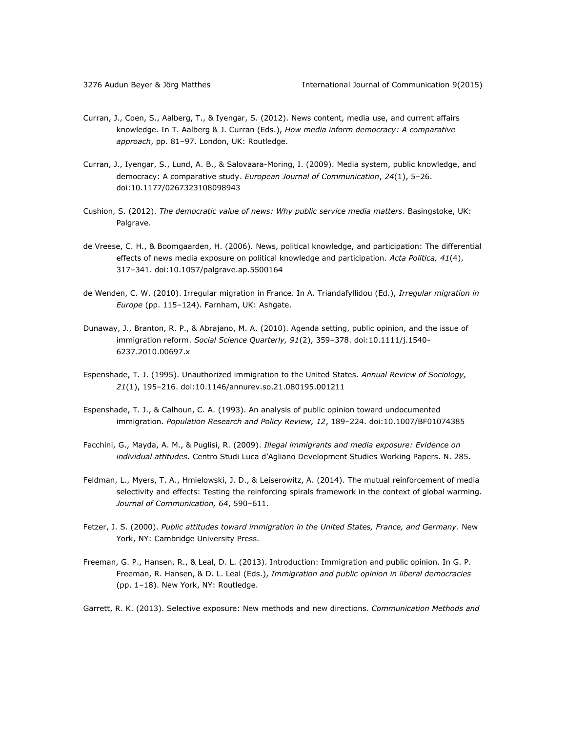Curran, J., Coen, S., Aalberg, T., & Iyengar, S. (2012). News content, media use, and current affairs knowledge. In T. Aalberg & J. Curran (Eds.), *How media inform democracy: A comparative approach*, pp. 81–97. London, UK: Routledge.

Curran, J., Iyengar, S., Lund, A. B., & Salovaara-Moring, I. (2009). Media system, public knowledge, and democracy: A comparative study. *European Journal of Communication*, *24*(1), 5–26. doi:10.1177/0267323108098943

Cushion, S. (2012). *The democratic value of news: Why public service media matters*. Basingstoke, UK: Palgrave.

de Vreese, C. H., & Boomgaarden, H. (2006). News, political knowledge, and participation: The differential effects of news media exposure on political knowledge and participation. *Acta Politica, 41*(4), 317–341. doi:10.1057/palgrave.ap.5500164

de Wenden, C. W. (2010). Irregular migration in France. In A. Triandafyllidou (Ed.), *Irregular migration in Europe* (pp. 115–124). Farnham, UK: Ashgate.

Dunaway, J., Branton, R. P., & Abrajano, M. A. (2010). Agenda setting, public opinion, and the issue of immigration reform. *Social Science Quarterly, 91*(2), 359–378. doi:10.1111/j.1540-6237.2010.00697.x

Espenshade, T. J. (1995). Unauthorized immigration to the United States. *Annual Review of Sociology, 21*(1), 195–216. doi:10.1146/annurev.so.21.080195.001211

Espenshade, T. J., & Calhoun, C. A. (1993). An analysis of public opinion toward undocumented immigration. *Population Research and Policy Review, 12*, 189–224. doi:10.1007/BF01074385

Facchini, G., Mayda, A. M., & Puglisi, R. (2009). *Illegal immigrants and media exposure: Evidence on individual attitudes*. Centro Studi Luca d'Agliano Development Studies Working Papers. N. 285.

Feldman, L., Myers, T. A., Hmielowski, J. D., & Leiserowitz, A. (2014). The mutual reinforcement of media selectivity and effects: Testing the reinforcing spirals framework in the context of global warming. *Journal of Communication, 64*, 590–611.

Fetzer, J. S. (2000). *Public attitudes toward immigration in the United States, France, and Germany*. New York, NY: Cambridge University Press.

Freeman, G. P., Hansen, R., & Leal, D. L. (2013). Introduction: Immigration and public opinion. In G. P. Freeman, R. Hansen, & D. L. Leal (Eds.), *Immigration and public opinion in liberal democracies* (pp. 1–18). New York, NY: Routledge.

Garrett, R. K. (2013). Selective exposure: New methods and new directions. *Communication Methods and*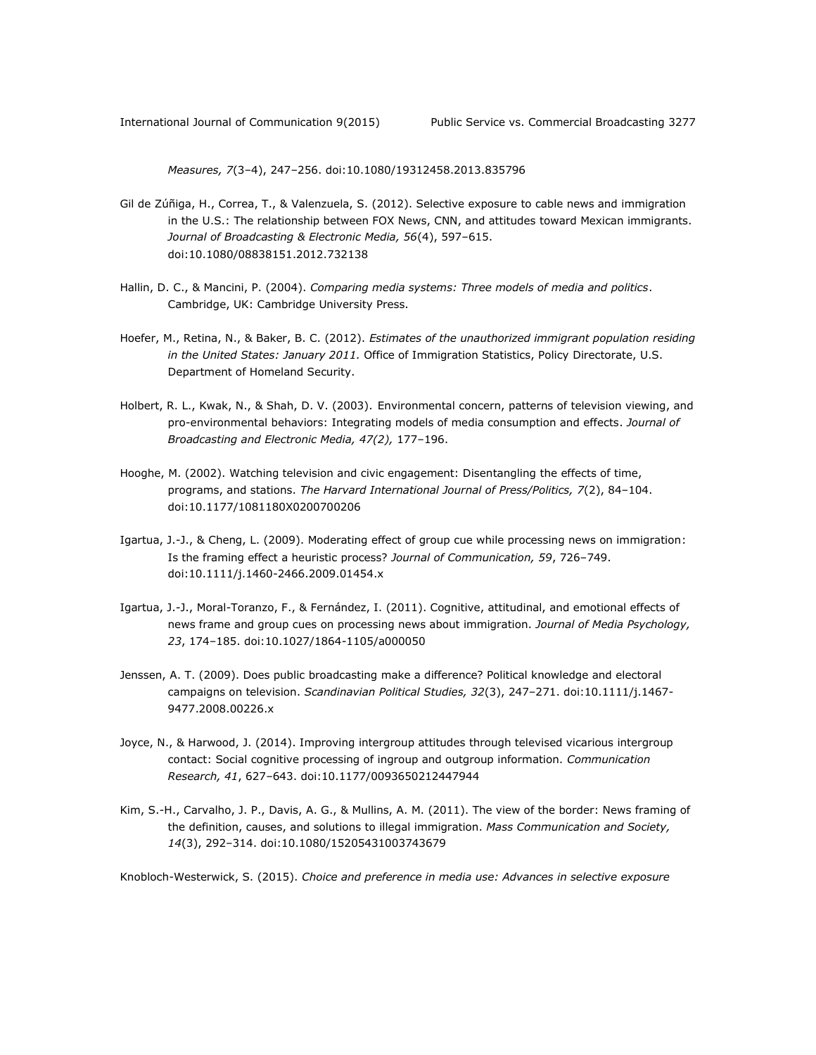*Measures, 7*(3–4), 247–256. doi:10.1080/19312458.2013.835796

Gil de Zúñiga, H., Correa, T., & Valenzuela, S. (2012). Selective exposure to cable news and immigration in the U.S.: The relationship between FOX News, CNN, and attitudes toward Mexican immigrants. *Journal of Broadcasting & Electronic Media, 56*(4), 597–615. doi:10.1080/08838151.2012.732138

Hallin, D. C., & Mancini, P. (2004). *Comparing media systems: Three models of media and politics*. Cambridge, UK: Cambridge University Press.

Hoefer, M., Retina, N., & Baker, B. C. (2012). *Estimates of the unauthorized immigrant population residing in the United States: January 2011.* Office of Immigration Statistics, Policy Directorate, U.S. Department of Homeland Security.

Holbert, R. L., Kwak, N., & Shah, D. V. (2003). Environmental concern, patterns of television viewing, and pro-environmental behaviors: Integrating models of media consumption and effects. *Journal of Broadcasting and Electronic Media, 47(2),* 177–196.

Hooghe, M. (2002). Watching television and civic engagement: Disentangling the effects of time, programs, and stations. *The Harvard International Journal of Press/Politics, 7*(2), 84–104. doi:10.1177/1081180X0200700206

Igartua, J.-J., & Cheng, L. (2009). Moderating effect of group cue while processing news on immigration: Is the framing effect a heuristic process? *Journal of Communication, 59*, 726–749. doi:10.1111/j.1460-2466.2009.01454.x

Igartua, J.-J., Moral-Toranzo, F., & Fernández, I. (2011). Cognitive, attitudinal, and emotional effects of news frame and group cues on processing news about immigration. *Journal of Media Psychology, 23*, 174–185. doi:10.1027/1864-1105/a000050

Jenssen, A. T. (2009). Does public broadcasting make a difference? Political knowledge and electoral campaigns on television. *Scandinavian Political Studies, 32*(3), 247–271. doi:10.1111/j.1467-9477.2008.00226.x

Joyce, N., & Harwood, J. (2014). Improving intergroup attitudes through televised vicarious intergroup contact: Social cognitive processing of ingroup and outgroup information. *Communication Research, 41*, 627–643. doi:10.1177/0093650212447944

Kim, S.-H., Carvalho, J. P., Davis, A. G., & Mullins, A. M. (2011). The view of the border: News framing of the definition, causes, and solutions to illegal immigration. *Mass Communication and Society, 14*(3), 292–314. doi:10.1080/15205431003743679

Knobloch-Westerwick, S. (2015). *Choice and preference in media use: Advances in selective exposure*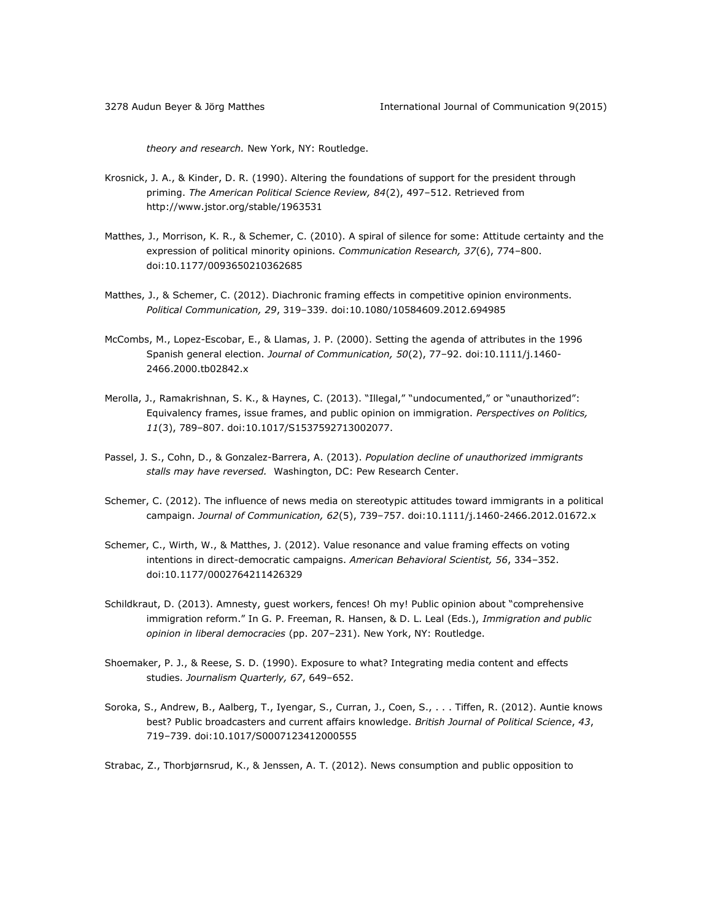*theory and research.* New York, NY: Routledge.

Krosnick, J. A., & Kinder, D. R. (1990). Altering the foundations of support for the president through priming. *The American Political Science Review, 84*(2), 497–512. Retrieved from http://www.jstor.org/stable/1963531

Matthes, J., Morrison, K. R., & Schemer, C. (2010). A spiral of silence for some: Attitude certainty and the expression of political minority opinions. *Communication Research, 37*(6), 774–800. doi:10.1177/0093650210362685

Matthes, J., & Schemer, C. (2012). Diachronic framing effects in competitive opinion environments. *Political Communication, 29*, 319–339. doi:10.1080/10584609.2012.694985

McCombs, M., Lopez-Escobar, E., & Llamas, J. P. (2000). Setting the agenda of attributes in the 1996 Spanish general election. *Journal of Communication, 50*(2), 77–92. doi:10.1111/j.1460-2466.2000.tb02842.x

Merolla, J., Ramakrishnan, S. K., & Haynes, C. (2013). "Illegal," "undocumented," or "unauthorized": Equivalency frames, issue frames, and public opinion on immigration. *Perspectives on Politics, 11*(3), 789–807. doi:10.1017/S1537592713002077.

Passel, J. S., Cohn, D., & Gonzalez-Barrera, A. (2013). *Population decline of unauthorized immigrants stalls may have reversed.* Washington, DC: Pew Research Center.

Schemer, C. (2012). The influence of news media on stereotypic attitudes toward immigrants in a political campaign. *Journal of Communication, 62*(5), 739–757. doi:10.1111/j.1460-2466.2012.01672.x

Schemer, C., Wirth, W., & Matthes, J. (2012). Value resonance and value framing effects on voting intentions in direct-democratic campaigns. *American Behavioral Scientist, 56*, 334–352. doi:10.1177/0002764211426329

Schildkraut, D. (2013). Amnesty, guest workers, fences! Oh my! Public opinion about "comprehensive immigration reform." In G. P. Freeman, R. Hansen, & D. L. Leal (Eds.), *Immigration and public opinion in liberal democracies* (pp. 207–231). New York, NY: Routledge.

Shoemaker, P. J., & Reese, S. D. (1990). Exposure to what? Integrating media content and effects studies. *Journalism Quarterly, 67*, 649–652.

Soroka, S., Andrew, B., Aalberg, T., Iyengar, S., Curran, J., Coen, S., . . . Tiffen, R. (2012). Auntie knows best? Public broadcasters and current affairs knowledge. *British Journal of Political Science*, *43*, 719–739. doi:10.1017/S0007123412000555

Strabac, Z., Thorbjørnsrud, K., & Jenssen, A. T. (2012). News consumption and public opposition to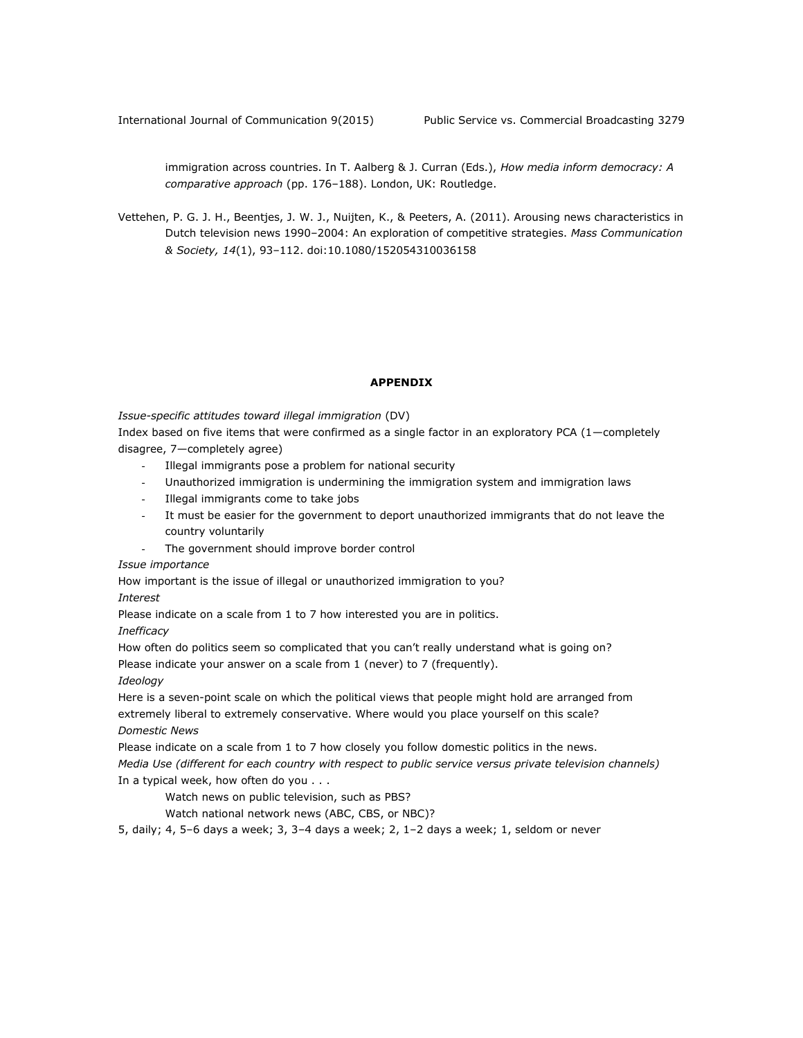immigration across countries. In T. Aalberg & J. Curran (Eds.), *How media inform democracy: A comparative approach* (pp. 176–188). London, UK: Routledge.

Vettehen, P. G. J. H., Beentjes, J. W. J., Nuijten, K., & Peeters, A. (2011). Arousing news characteristics in Dutch television news 1990–2004: An exploration of competitive strategies. *Mass Communication & Society, 14*(1), 93–112. doi:10.1080/152054310036158

## APPENDIX

*Issue-specific attitudes toward illegal immigration* (DV)

Index based on five items that were confirmed as a single factor in an exploratory PCA (1—completely disagree, 7—completely agree)

- Illegal immigrants pose a problem for national security
- Unauthorized immigration is undermining the immigration system and immigration laws
- Illegal immigrants come to take jobs
- It must be easier for the government to deport unauthorized immigrants that do not leave the country voluntarily
- The government should improve border control

*Issue importance*

How important is the issue of illegal or unauthorized immigration to you?

*Interest*

Please indicate on a scale from 1 to 7 how interested you are in politics.

*Inefficacy*

How often do politics seem so complicated that you can't really understand what is going on? Please indicate your answer on a scale from 1 (never) to 7 (frequently).

*Ideology*

Here is a seven-point scale on which the political views that people might hold are arranged from extremely liberal to extremely conservative. Where would you place yourself on this scale?

*Domestic News*

Please indicate on a scale from 1 to 7 how closely you follow domestic politics in the news.

*Media Use (different for each country with respect to public service versus private television channels)*

In a typical week, how often do you . . .

Watch news on public television, such as PBS?

Watch national network news (ABC, CBS, or NBC)?

5, daily; 4, 5–6 days a week; 3, 3–4 days a week; 2, 1–2 days a week; 1, seldom or never